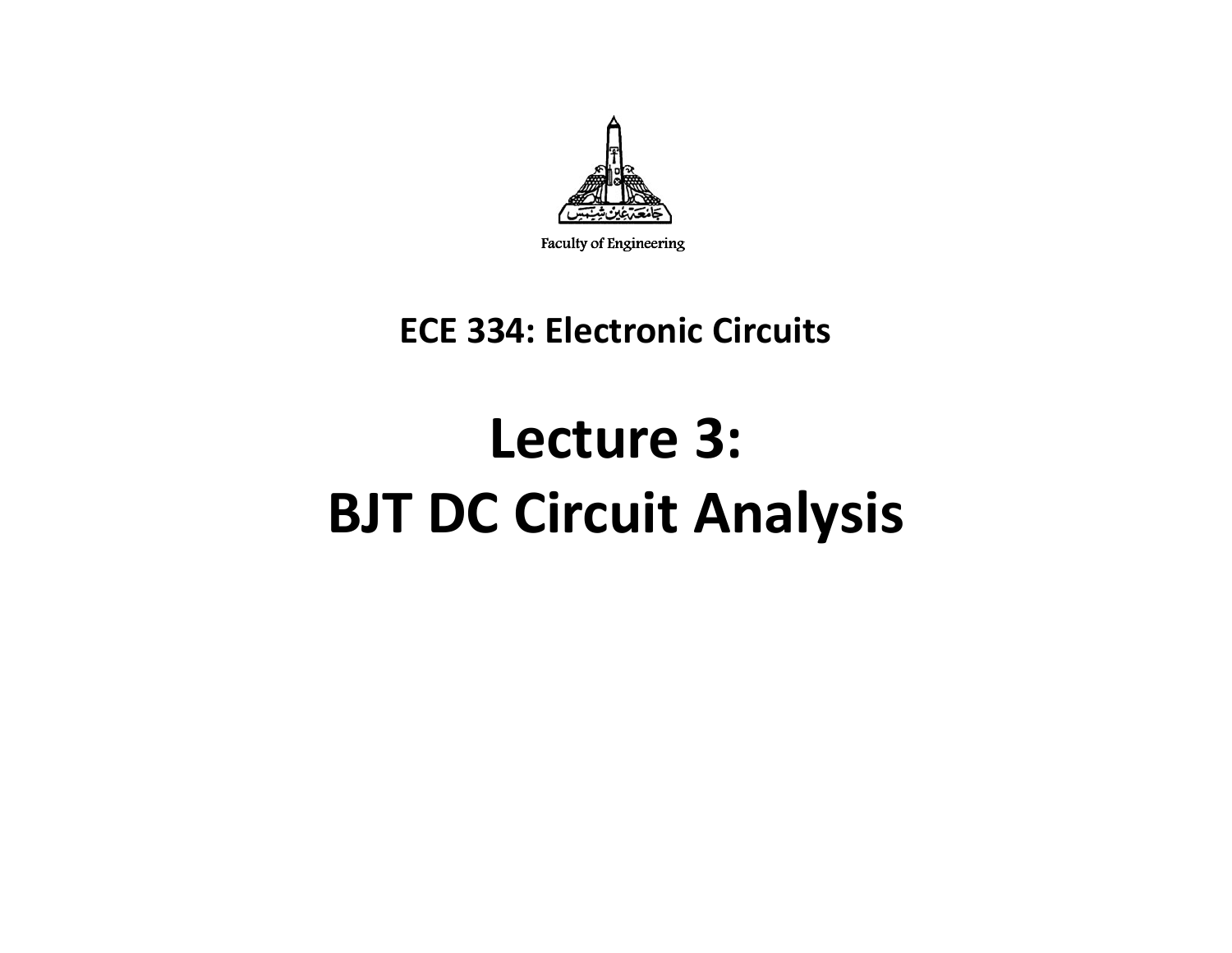Faculty of Engineering

## ECE 334: Electronic Circuits

# Lecture 3: BJT DC Circuit Analysis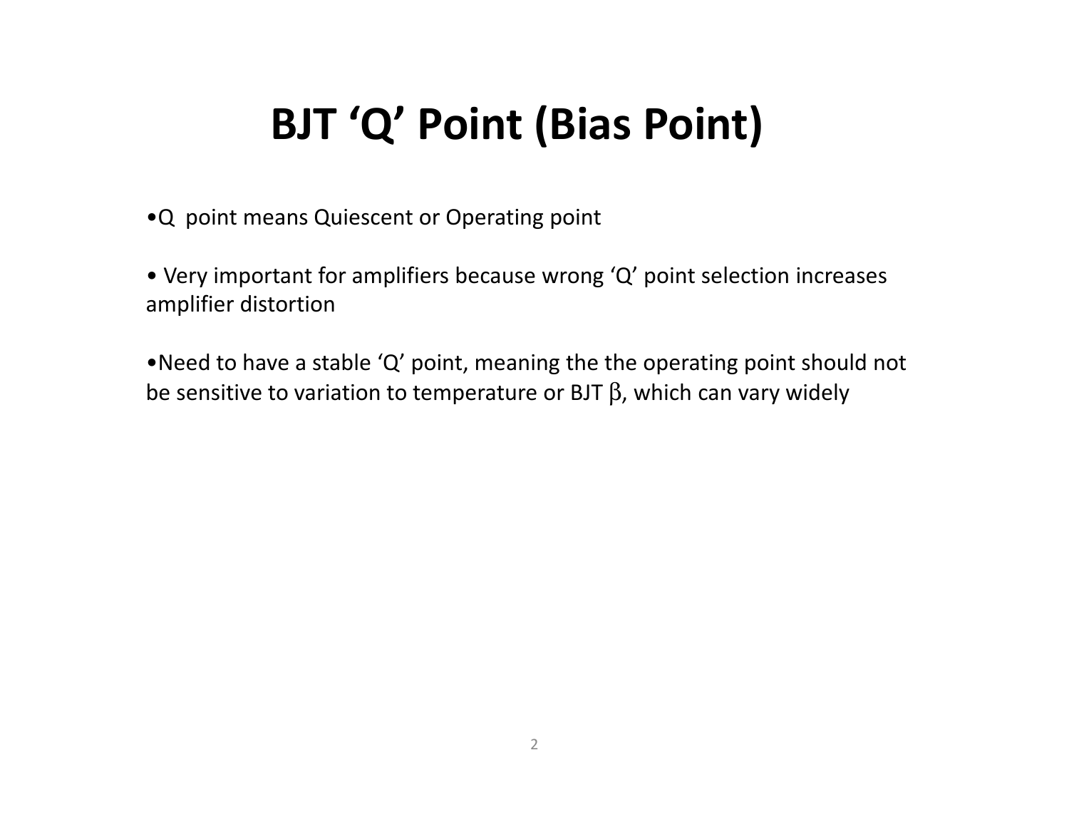# BJT 'Q' Point (Bias Point)

- Q point means Quiescent or Operating point
- Very important for amplifiers because wrong 'Q' point selection increases amplifier distortion
- Need to have a stable 'Q' point, meaning the the operating point should not be sensitive to variation to temperature or BJT $\beta$, which can vary widely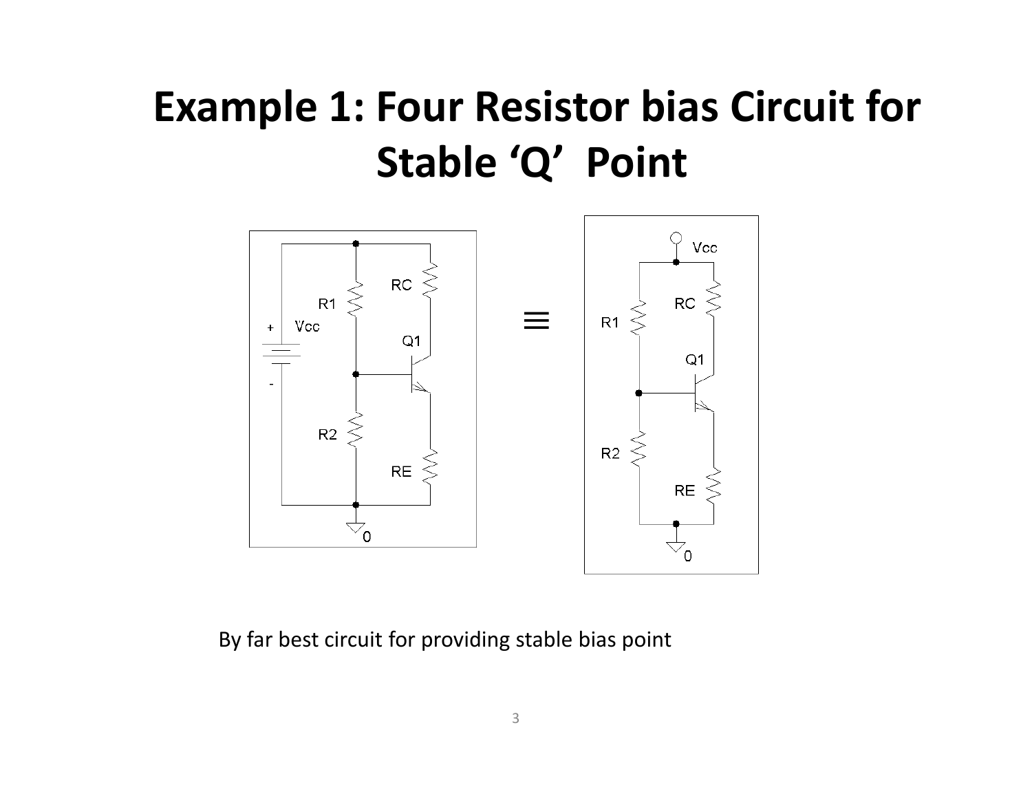# Example 1: Four Resistor bias Circuit for Stable 'Q' Point

R1
RC
+ Vcc
-
Q1
R2
RE
0

≡

Vcc
R1
RC
Q1
R2
RE
0

By far best circuit for providing stable bias point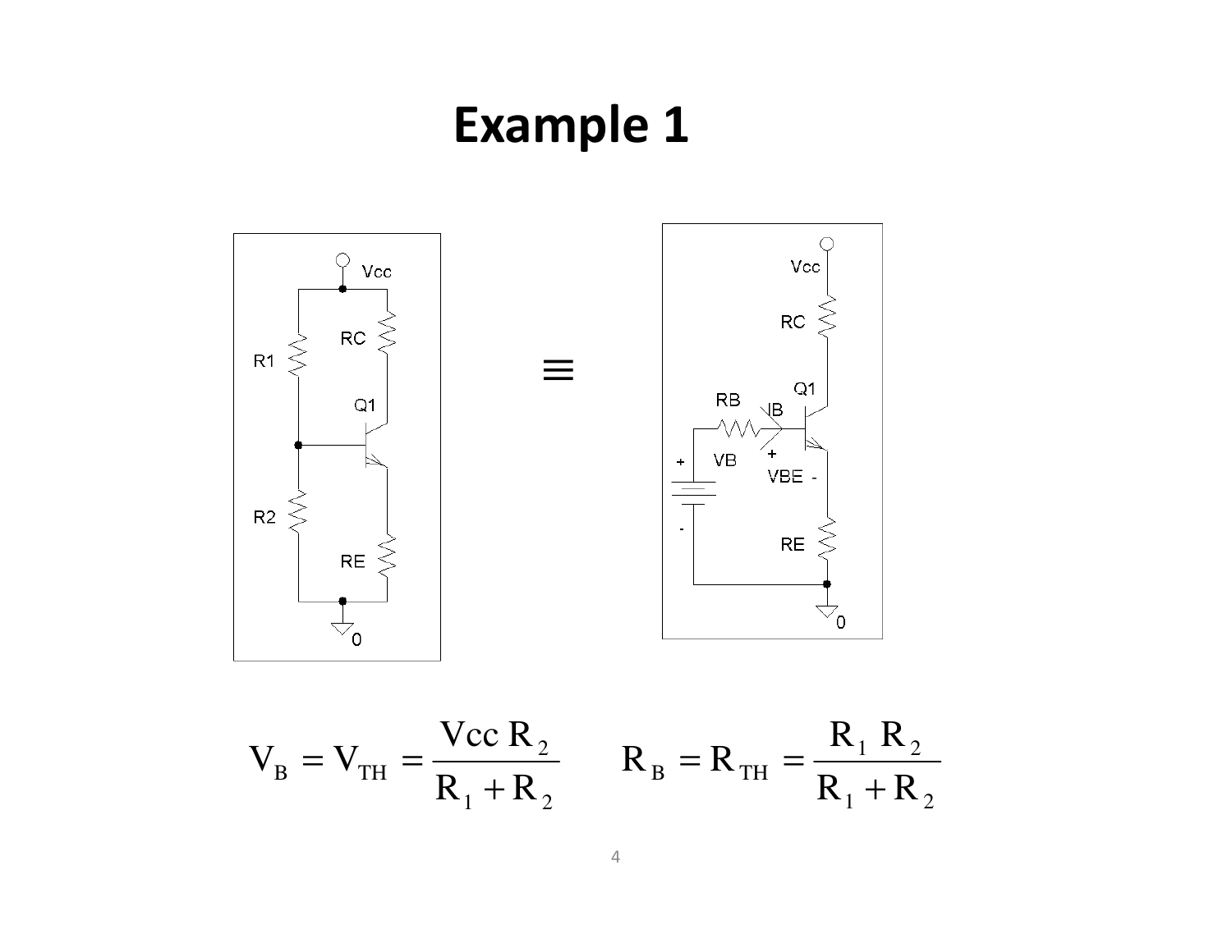# Example 1

$$V_B = V_{TH} = \frac{Vcc\, R_2}{R_1 + R_2} \qquad R_B = R_{TH} = \frac{R_1\, R_2}{R_1 + R_2}$$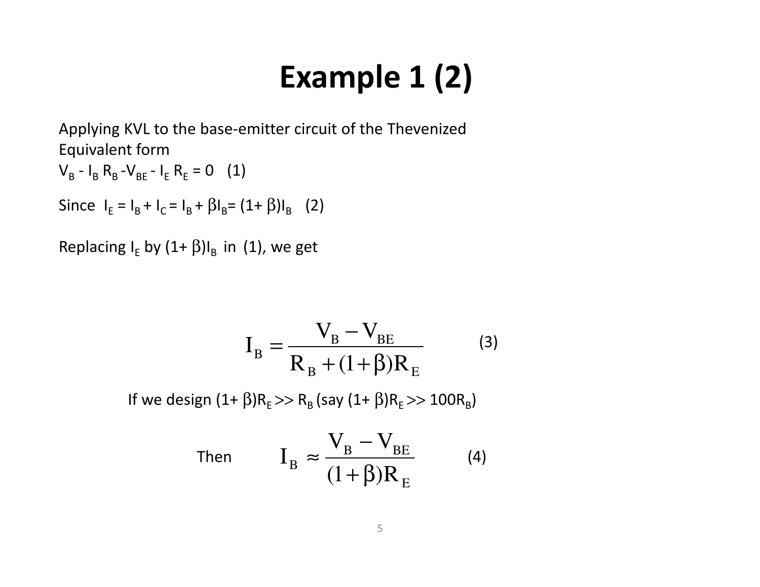# Example 1 (2)

Applying KVL to the base-emitter circuit of the Thevenized Equivalent form

$V_B$ - $I_B$ $R_B$ -$V_{BE}$ - $I_E$ $R_E$ = 0   (1)

Since  $I_E = I_B + I_C = I_B + \beta I_B = (1+\beta)I_B$   (2)

Replacing $I_E$ by $(1+\beta)I_B$ in (1), we get

$$I_B = \frac{V_B - V_{BE}}{R_B + (1+\beta)R_E} \qquad (3)$$

If we design $(1+\beta)R_E >> R_B$ (say $(1+\beta)R_E >> 100R_B$)

Then

$$I_B \approx \frac{V_B - V_{BE}}{(1+\beta)R_E} \qquad (4)$$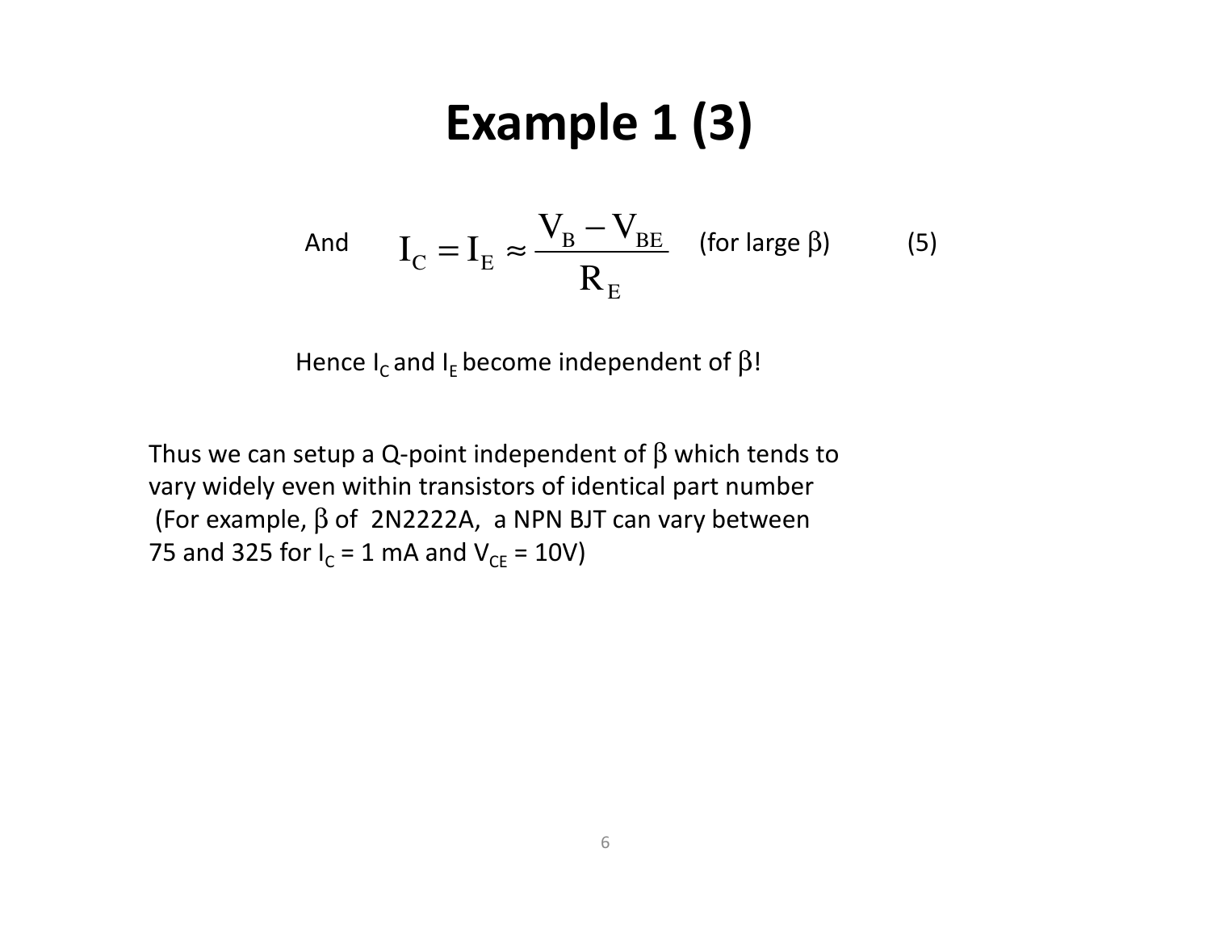# Example 1 (3)

And $$I_C = I_E \approx \frac{V_B - V_{BE}}{R_E} \quad \text{(for large } \beta\text{)} \qquad (5)$$

Hence $I_C$ and $I_E$ become independent of $\beta$!

Thus we can setup a Q-point independent of $\beta$ which tends to vary widely even within transistors of identical part number (For example, $\beta$ of 2N2222A, a NPN BJT can vary between 75 and 325 for $I_C$ = 1 mA and $V_{CE}$ = 10V)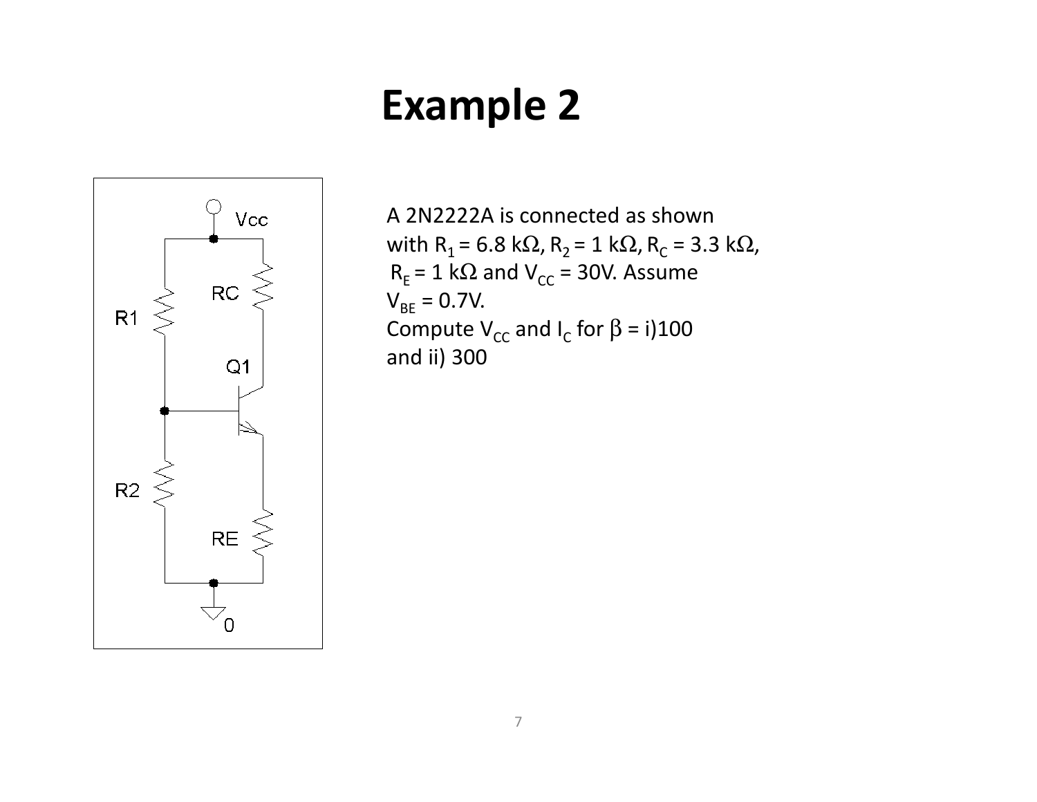# Example 2

Vcc

RC

R1

Q1

R2

RE

0

A 2N2222A is connected as shown with $R_1$ = 6.8 kΩ, $R_2$ = 1 kΩ, $R_C$ = 3.3 kΩ, $R_E$ = 1 kΩ and $V_{CC}$ = 30V. Assume $V_{BE}$ = 0.7V.

Compute $V_{CC}$ and $I_C$ for $\beta$ = i)100 and ii) 300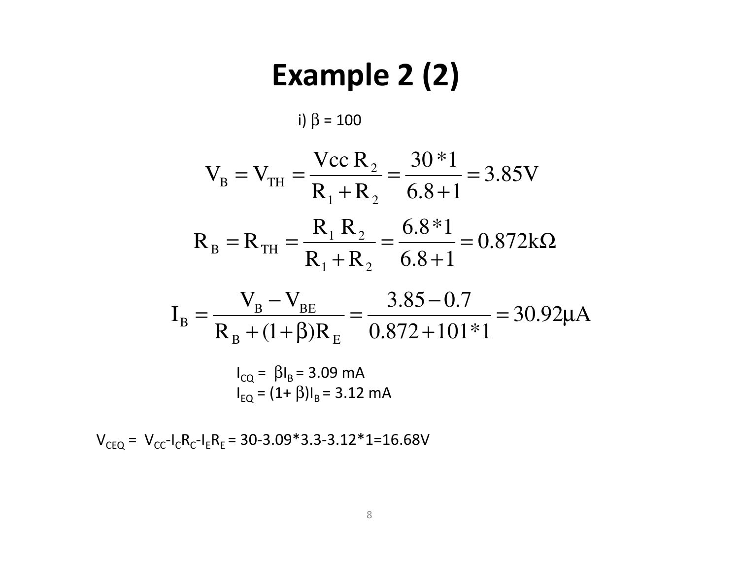# Example 2 (2)

i) $\beta$ = 100

$$V_B = V_{TH} = \frac{Vcc\,R_2}{R_1 + R_2} = \frac{30*1}{6.8+1} = 3.85V$$

$$R_B = R_{TH} = \frac{R_1\;R_2}{R_1 + R_2} = \frac{6.8*1}{6.8+1} = 0.872k\Omega$$

$$I_B = \frac{V_B - V_{BE}}{R_B + (1+\beta)R_E} = \frac{3.85 - 0.7}{0.872 + 101*1} = 30.92\mu A$$

$I_{CQ}$ = $\beta I_B$ = 3.09 mA
$I_{EQ}$ = (1+ $\beta$)$I_B$ = 3.12 mA

$V_{CEQ}$ = $V_{CC}$-$I_C R_C$-$I_E R_E$ = 30-3.09*3.3-3.12*1=16.68V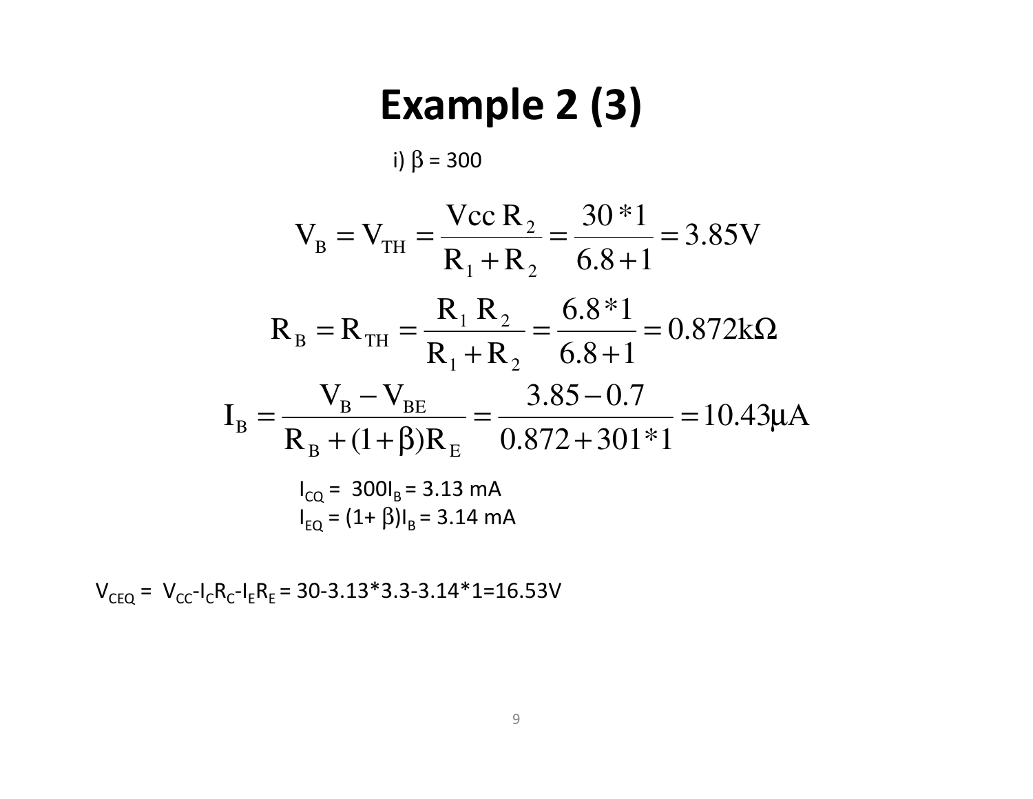# Example 2 (3)

i) $\beta$ = 300

$$V_B = V_{TH} = \frac{Vcc\,R_2}{R_1 + R_2} = \frac{30*1}{6.8+1} = 3.85V$$

$$R_B = R_{TH} = \frac{R_1\,R_2}{R_1 + R_2} = \frac{6.8*1}{6.8+1} = 0.872k\Omega$$

$$I_B = \frac{V_B - V_{BE}}{R_B + (1+\beta)R_E} = \frac{3.85 - 0.7}{0.872 + 301*1} = 10.43\mu A$$

$I_{CQ}$ = $300I_B$ = 3.13 mA
$I_{EQ}$ = $(1+\beta)I_B$ = 3.14 mA

$V_{CEQ}$ = $V_{CC}$-$I_C R_C$-$I_E R_E$ = 30-3.13*3.3-3.14*1=16.53V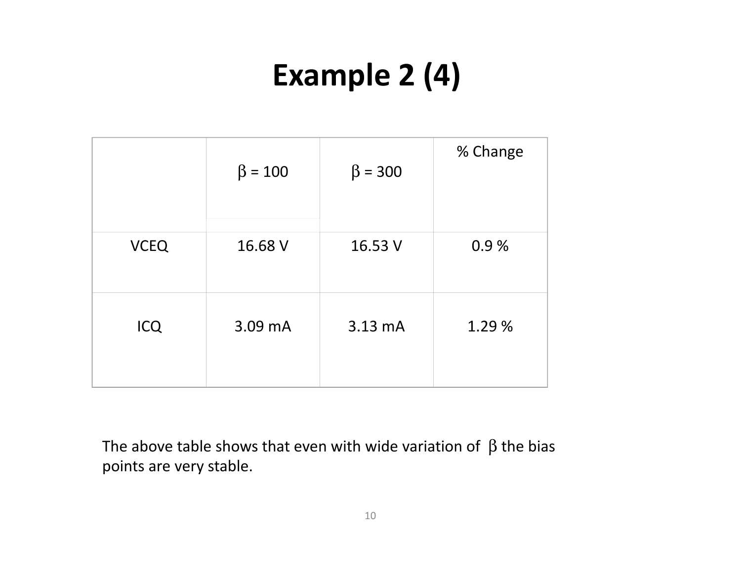# Example 2 (4)

| | $\beta$ = 100 | $\beta$ = 300 | % Change |
|---|---|---|---|
| VCEQ | 16.68 V | 16.53 V | 0.9 % |
| ICQ | 3.09 mA | 3.13 mA | 1.29 % |

The above table shows that even with wide variation of $\beta$ the bias points are very stable.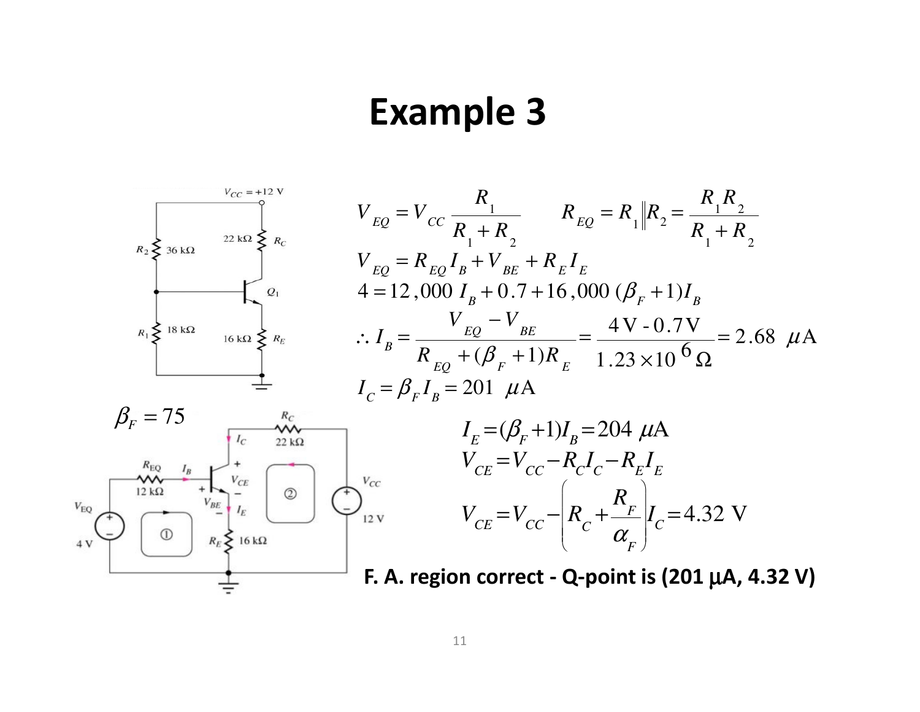# Example 3

$\beta_F = 75$

$$V_{EQ} = V_{CC}\frac{R_1}{R_1 + R_2} \qquad R_{EQ} = R_1 \| R_2 = \frac{R_1 R_2}{R_1 + R_2}$$

$$V_{EQ} = R_{EQ} I_B + V_{BE} + R_E I_E$$

$$4 = 12{,}000\ I_B + 0.7 + 16{,}000\ (\beta_F + 1) I_B$$

$$\therefore I_B = \frac{V_{EQ} - V_{BE}}{R_{EQ} + (\beta_F + 1) R_E} = \frac{4\text{V} - 0.7\text{V}}{1.23 \times 10^6\ \Omega} = 2.68\ \ \mu\text{A}$$

$$I_C = \beta_F I_B = 201\ \ \mu\text{A}$$

$$I_E = (\beta_F + 1) I_B = 204\ \mu\text{A}$$

$$V_{CE} = V_{CC} - R_C I_C - R_E I_E$$

$$V_{CE} = V_{CC} - \left( R_C + \frac{R_F}{\alpha_F} \right) I_C = 4.32\ \text{V}$$

**F. A. region correct - Q-point is (201 μA, 4.32 V)**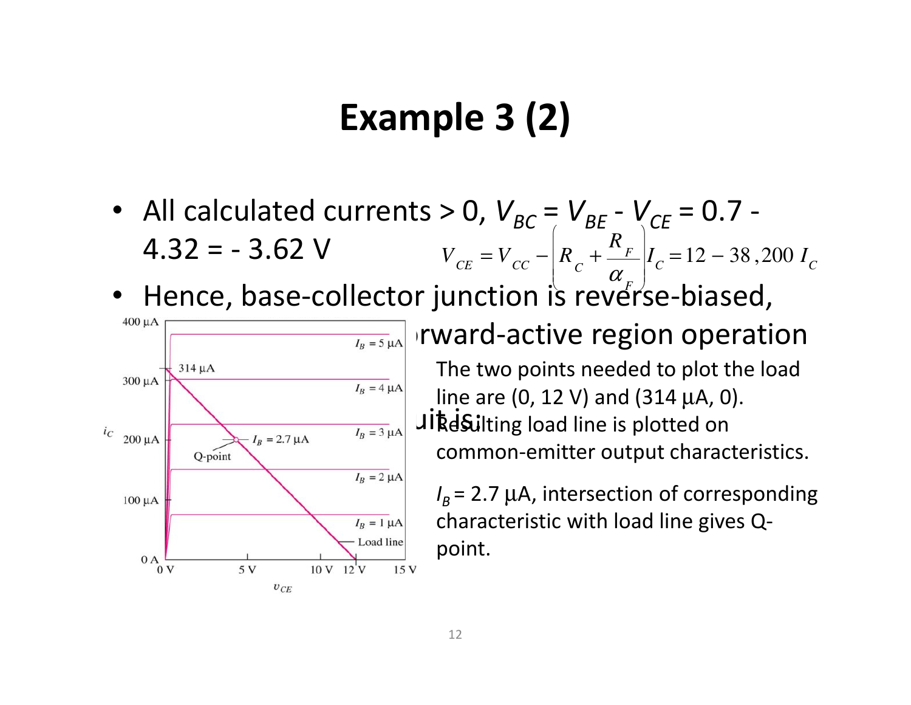# Example 3 (2)

- All calculated currents > 0, $V_{BC} = V_{BE} - V_{CE} = 0.7 - 4.32 = -3.62$ V

$$V_{CE} = V_{CC} - \left(R_C + \frac{R_F}{\alpha_F}\right) I_C = 12 - 38{,}200\ I_C$$

- Hence, base-collector junction is reverse-biased, ...rward-active region operation

...uit is:

400 µA
300 µA
200 µA
100 µA
0 A
$i_C$
314 µA
$I_B$ = 5 µA
$I_B$ = 4 µA
$I_B$ = 3 µA
$I_B$ = 2.7 µA
Q-point
$I_B$ = 2 µA
$I_B$ = 1 µA
Load line
0 V
5 V
10 V
12 V
15 V
$v_{CE}$

The two points needed to plot the load line are (0, 12 V) and (314 µA, 0). Resulting load line is plotted on common-emitter output characteristics.

$I_B$ = 2.7 µA, intersection of corresponding characteristic with load line gives Q-point.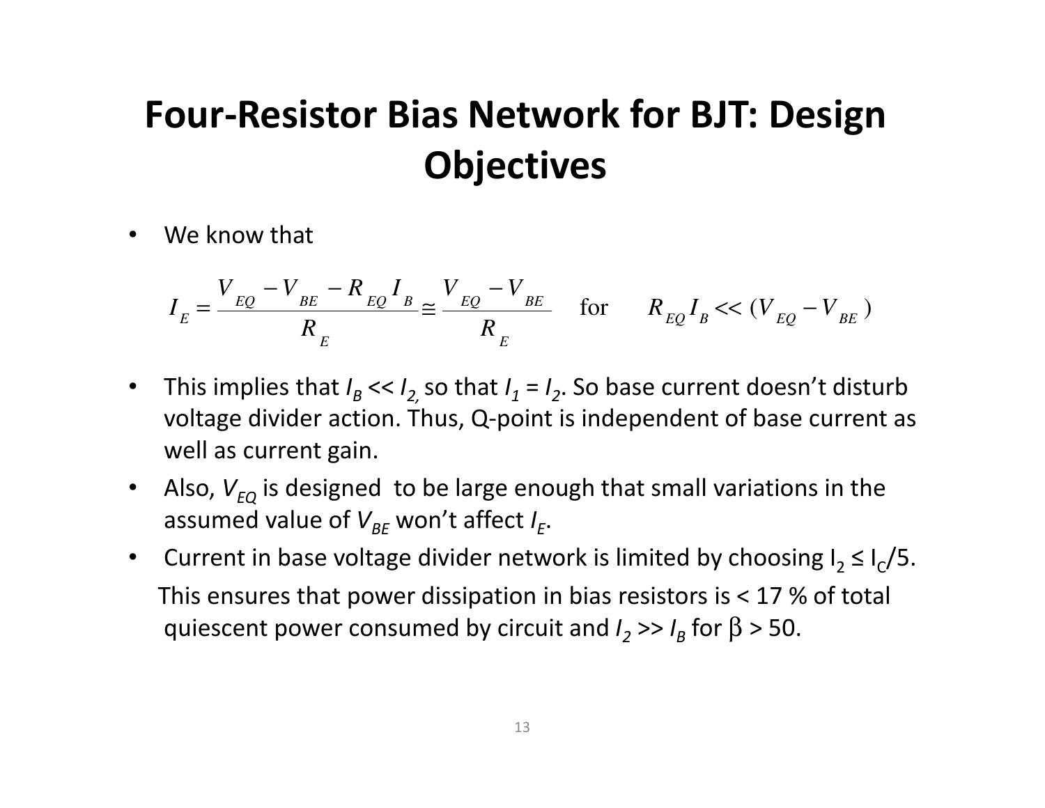# Four-Resistor Bias Network for BJT: Design Objectives

- We know that

$$I_E = \frac{V_{EQ} - V_{BE} - R_{EQ} I_B}{R_E} \cong \frac{V_{EQ} - V_{BE}}{R_E} \quad \text{for} \quad R_{EQ} I_B << (V_{EQ} - V_{BE})$$

- This implies that $I_B << I_2$, so that $I_1 = I_2$. So base current doesn't disturb voltage divider action. Thus, Q-point is independent of base current as well as current gain.
- Also, $V_{EQ}$ is designed to be large enough that small variations in the assumed value of $V_{BE}$ won't affect $I_E$.
- Current in base voltage divider network is limited by choosing $I_2 \leq I_C/5$.

  This ensures that power dissipation in bias resistors is < 17 % of total quiescent power consumed by circuit and $I_2 >> I_B$ for $\beta > 50$.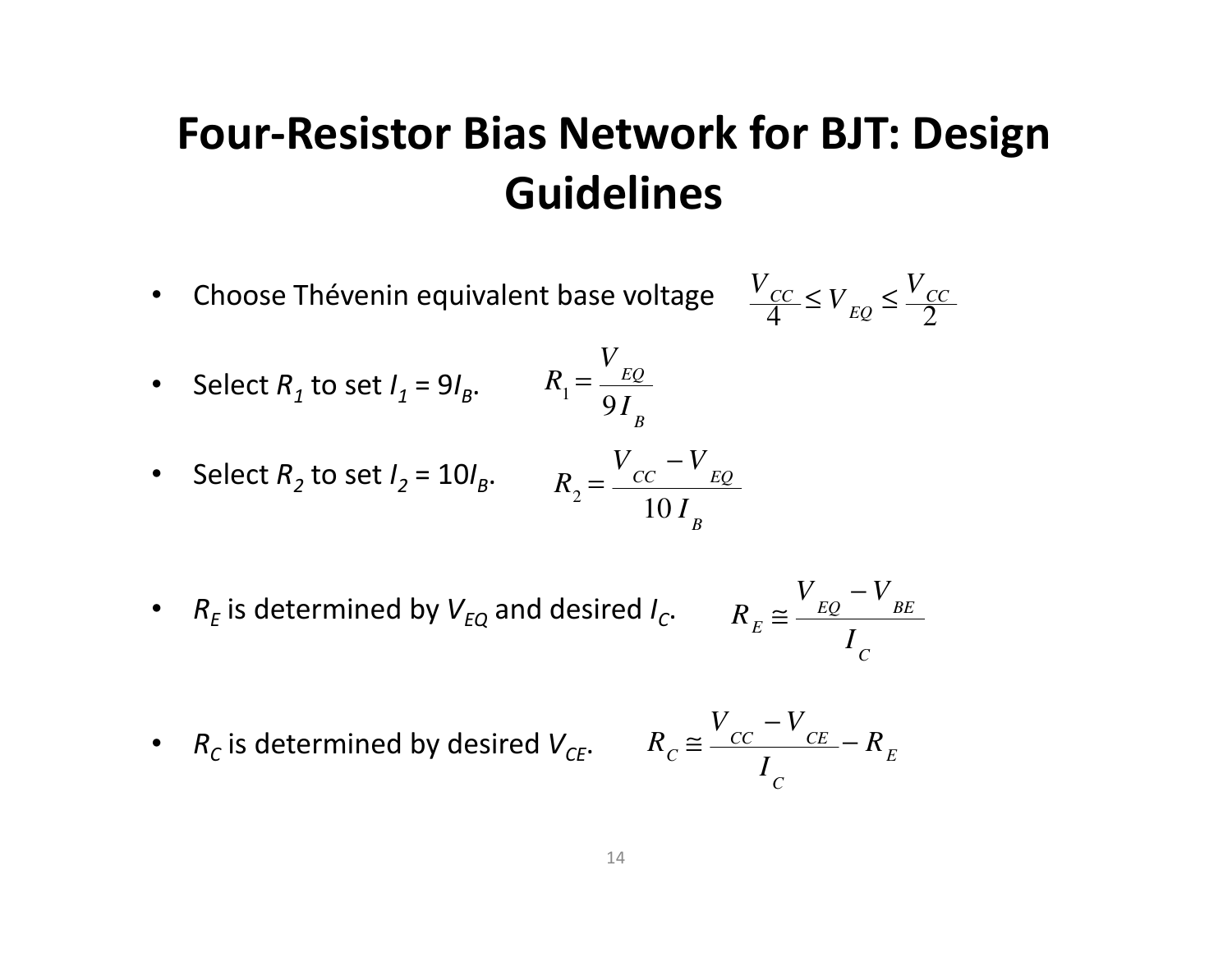# Four-Resistor Bias Network for BJT: Design Guidelines

- Choose Thévenin equivalent base voltage $\frac{V_{CC}}{4} \leq V_{EQ} \leq \frac{V_{CC}}{2}$
- Select $R_1$ to set $I_1 = 9I_B$. $R_1 = \frac{V_{EQ}}{9I_B}$
- Select $R_2$ to set $I_2 = 10I_B$. $R_2 = \frac{V_{CC} - V_{EQ}}{10\,I_B}$
- $R_E$ is determined by $V_{EQ}$ and desired $I_C$. $R_E \cong \frac{V_{EQ} - V_{BE}}{I_C}$
- $R_C$ is determined by desired $V_{CE}$. $R_C \cong \frac{V_{CC} - V_{CE}}{I_C} - R_E$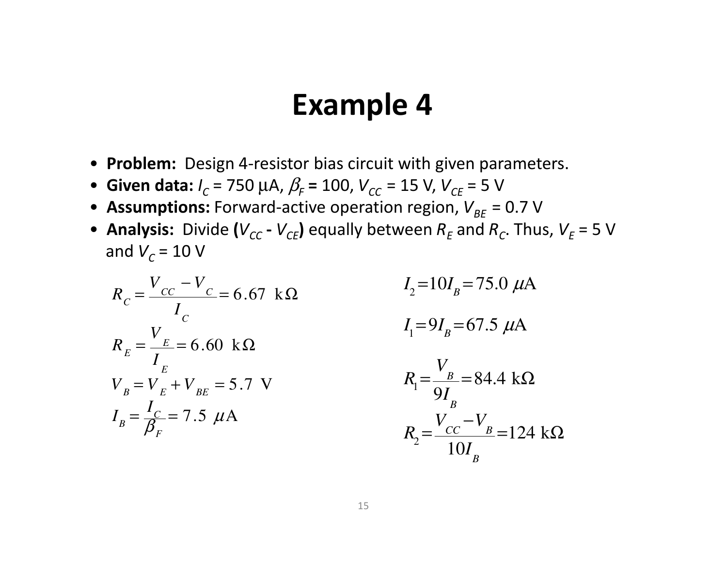# Example 4

- **Problem:** Design 4-resistor bias circuit with given parameters.
- **Given data:** $I_C$ = 750 μA, $\beta_F$ **=** 100, $V_{CC}$ = 15 V, $V_{CE}$ = 5 V
- **Assumptions:** Forward-active operation region, $V_{BE}$ = 0.7 V
- **Analysis:** Divide **(**$V_{CC}$ **-** $V_{CE}$**)** equally between $R_E$ and $R_C$. Thus, $V_E$ = 5 V and $V_C$ = 10 V

$$R_C = \frac{V_{CC} - V_C}{I_C} = 6.67 \text{ k}\Omega$$

$$R_E = \frac{V_E}{I_E} = 6.60 \text{ k}\Omega$$

$$V_B = V_E + V_{BE} = 5.7 \text{ V}$$

$$I_B = \frac{I_C}{\beta_F} = 7.5 \ \mu\text{A}$$

$$I_2 = 10 I_B = 75.0 \ \mu\text{A}$$

$$I_1 = 9 I_B = 67.5 \ \mu\text{A}$$

$$R_1 = \frac{V_B}{9 I_B} = 84.4 \text{ k}\Omega$$

$$R_2 = \frac{V_{CC} - V_B}{10 I_B} = 124 \text{ k}\Omega$$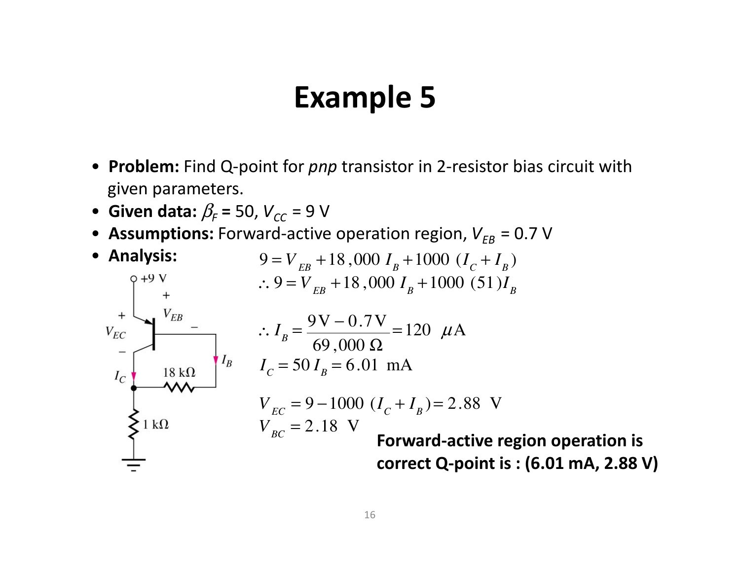# Example 5

- **Problem:** Find Q-point for *pnp* transistor in 2-resistor bias circuit with given parameters.
- **Given data:** $\beta_F$ **=** 50, $V_{CC}$ = 9 V
- **Assumptions:** Forward-active operation region, $V_{EB}$ = 0.7 V
- **Analysis:**

+9 V

+

$V_{EB}$

−

+

$V_{EC}$

−

$I_B$

$I_C$

18 kΩ

1 kΩ

$$9 = V_{EB} + 18{,}000\ I_B + 1000\ (I_C + I_B)$$

$$\therefore 9 = V_{EB} + 18{,}000\ I_B + 1000\ (51) I_B$$

$$\therefore I_B = \frac{9\text{V} - 0.7\text{V}}{69{,}000\ \Omega} = 120\ \ \mu\text{A}$$

$$I_C = 50\, I_B = 6.01\ \text{mA}$$

$$V_{EC} = 9 - 1000\ (I_C + I_B) = 2.88\ \ \text{V}$$

$$V_{BC} = 2.18\ \ \text{V}$$

**Forward-active region operation is correct Q-point is : (6.01 mA, 2.88 V)**